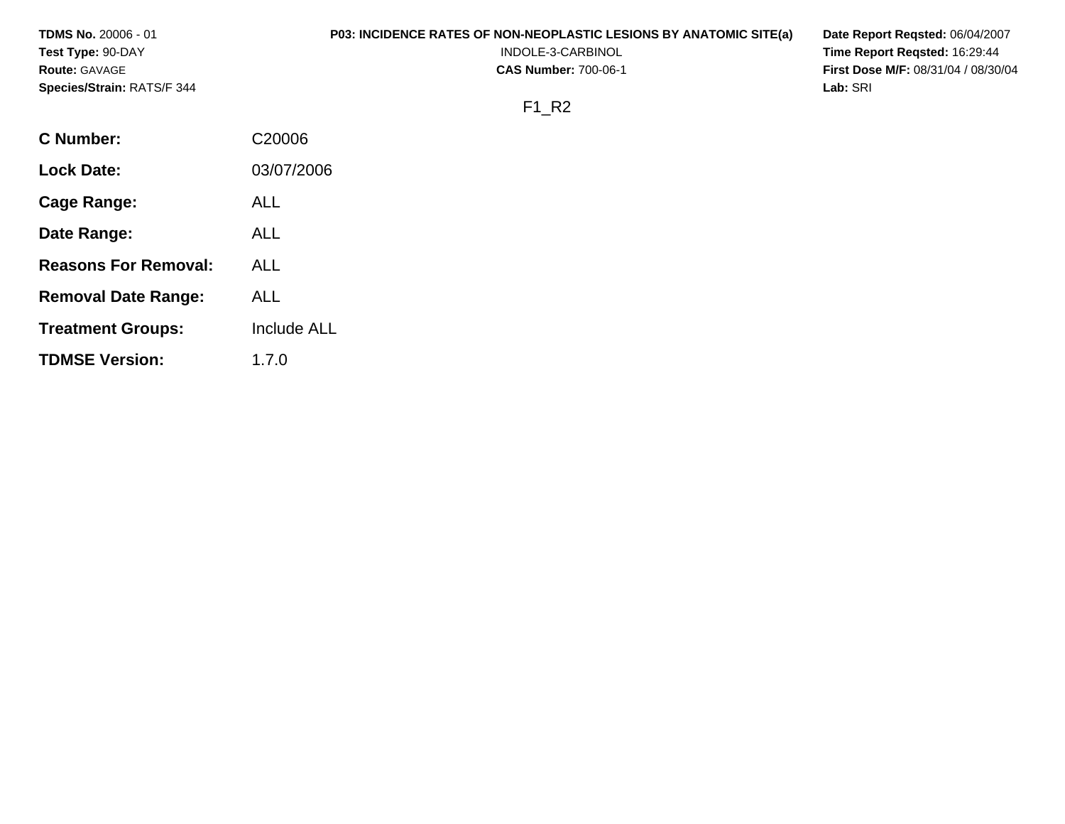**TDMS No.** 20006 - 01
**Test Type:** 90-DAY
**Route:** GAVAGE
**Species/Strain:** RATS/F 344

**P03: INCIDENCE RATES OF NON-NEOPLASTIC LESIONS BY ANATOMIC SITE(a)**
INDOLE-3-CARBINOL
**CAS Number:** 700-06-1

**Date Report Reqsted:** 06/04/2007
**Time Report Reqsted:** 16:29:44
**First Dose M/F:** 08/31/04 / 08/30/04
**Lab:** SRI

F1_R2

| | |
|---|---|
| **C Number:** | C20006 |
| **Lock Date:** | 03/07/2006 |
| **Cage Range:** | ALL |
| **Date Range:** | ALL |
| **Reasons For Removal:** | ALL |
| **Removal Date Range:** | ALL |
| **Treatment Groups:** | Include ALL |
| **TDMSE Version:** | 1.7.0 |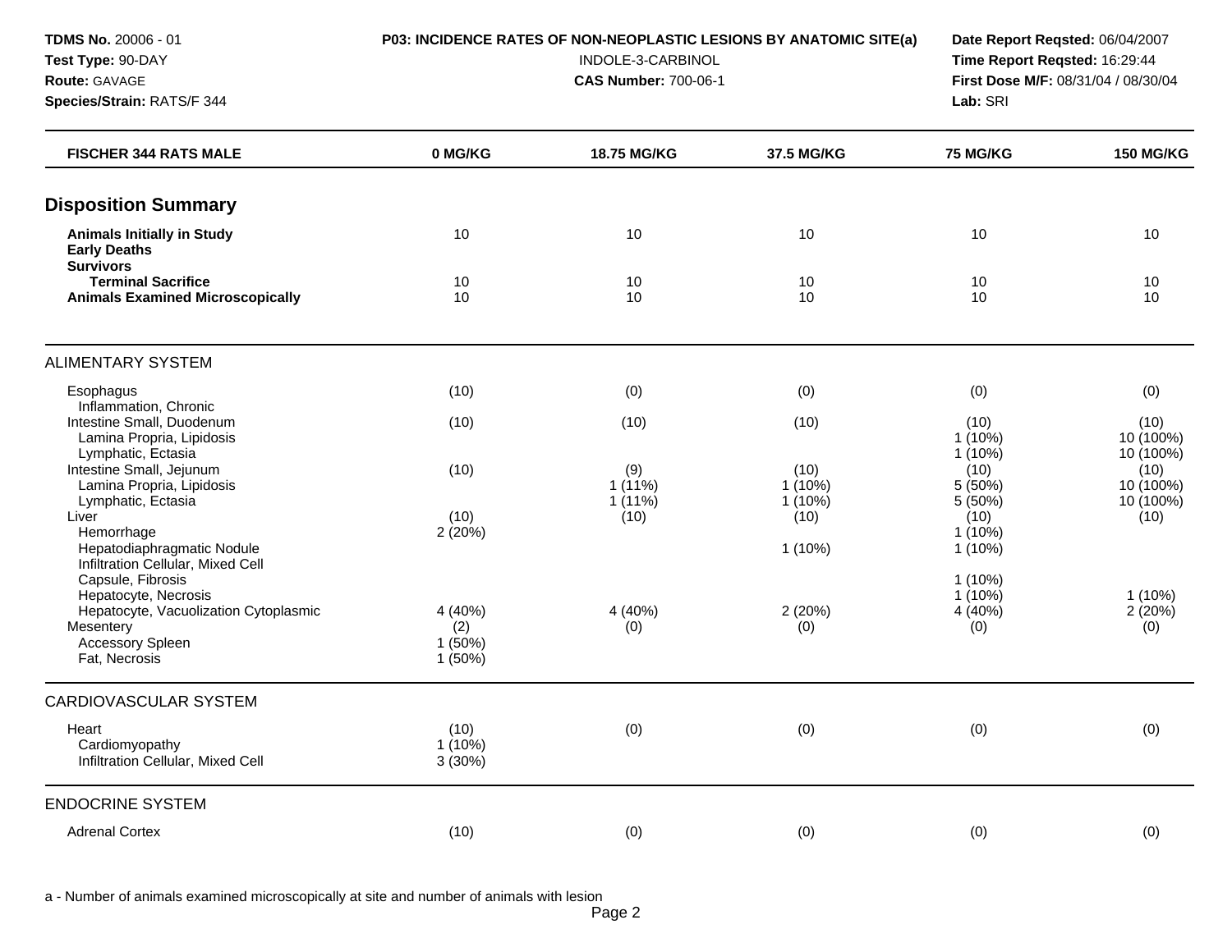| FISCHER 344 RATS MALE | 0 MG/KG | 18.75 MG/KG | 37.5 MG/KG | 75 MG/KG | 150 MG/KG |
|---|---|---|---|---|---|
| **Disposition Summary** | | | | | |
| **Animals Initially in Study** | 10 | 10 | 10 | 10 | 10 |
| **Early Deaths** | | | | | |
| **Survivors** | | | | | |
| **Terminal Sacrifice** | 10 | 10 | 10 | 10 | 10 |
| **Animals Examined Microscopically** | 10 | 10 | 10 | 10 | 10 |
| ALIMENTARY SYSTEM | | | | | |
| Esophagus | (10) | (0) | (0) | (0) | (0) |
| Inflammation, Chronic | | | | | |
| Intestine Small, Duodenum | (10) | (10) | (10) | (10) | (10) |
| Lamina Propria, Lipidosis | | | | 1 (10%) | 10 (100%) |
| Lymphatic, Ectasia | | | | 1 (10%) | 10 (100%) |
| Intestine Small, Jejunum | (10) | (9) | (10) | (10) | (10) |
| Lamina Propria, Lipidosis | | 1 (11%) | 1 (10%) | 5 (50%) | 10 (100%) |
| Lymphatic, Ectasia | | 1 (11%) | 1 (10%) | 5 (50%) | 10 (100%) |
| Liver | (10) | (10) | (10) | (10) | (10) |
| Hemorrhage | 2 (20%) | | | 1 (10%) | |
| Hepatodiaphragmatic Nodule | | | 1 (10%) | 1 (10%) | |
| Infiltration Cellular, Mixed Cell | | | | | |
| Capsule, Fibrosis | | | | 1 (10%) | |
| Hepatocyte, Necrosis | | | | 1 (10%) | 1 (10%) |
| Hepatocyte, Vacuolization Cytoplasmic | 4 (40%) | 4 (40%) | 2 (20%) | 4 (40%) | 2 (20%) |
| Mesentery | (2) | (0) | (0) | (0) | (0) |
| Accessory Spleen | 1 (50%) | | | | |
| Fat, Necrosis | 1 (50%) | | | | |
| CARDIOVASCULAR SYSTEM | | | | | |
| Heart | (10) | (0) | (0) | (0) | (0) |
| Cardiomyopathy | 1 (10%) | | | | |
| Infiltration Cellular, Mixed Cell | 3 (30%) | | | | |
| ENDOCRINE SYSTEM | | | | | |
| Adrenal Cortex | (10) | (0) | (0) | (0) | (0) |

a - Number of animals examined microscopically at site and number of animals with lesion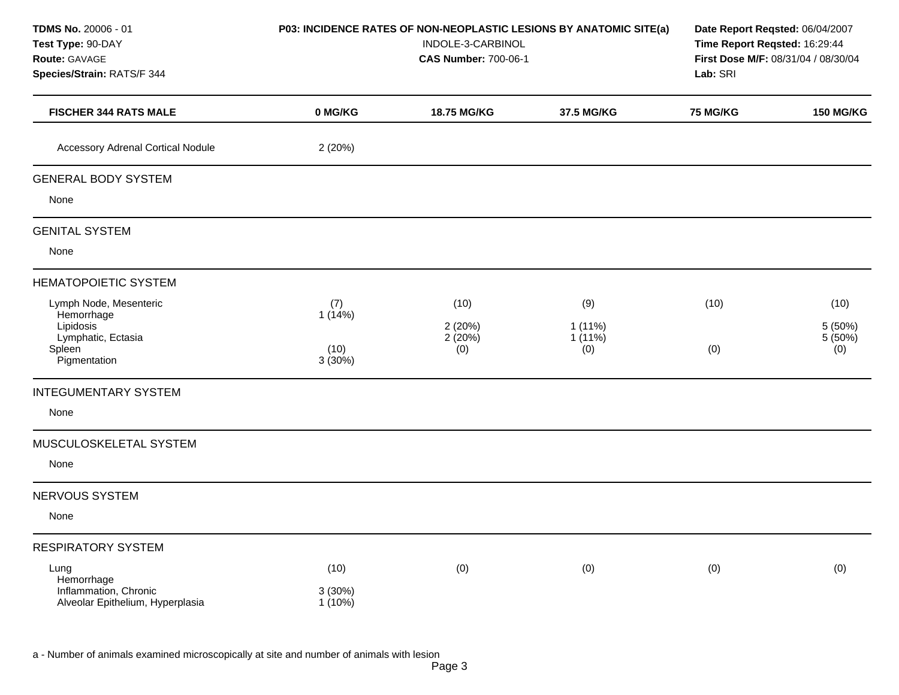**TDMS No.** 20006 - 01
**Test Type:** 90-DAY
**Route:** GAVAGE
**Species/Strain:** RATS/F 344

**P03: INCIDENCE RATES OF NON-NEOPLASTIC LESIONS BY ANATOMIC SITE(a)**
INDOLE-3-CARBINOL
**CAS Number:** 700-06-1

**Date Report Reqsted:** 06/04/2007
**Time Report Reqsted:** 16:29:44
**First Dose M/F:** 08/31/04 / 08/30/04
**Lab:** SRI

| FISCHER 344 RATS MALE | 0 MG/KG | 18.75 MG/KG | 37.5 MG/KG | 75 MG/KG | 150 MG/KG |
|---|---|---|---|---|---|
| Accessory Adrenal Cortical Nodule | 2 (20%) | | | | |
| **GENERAL BODY SYSTEM** | | | | | |
| None | | | | | |
| **GENITAL SYSTEM** | | | | | |
| None | | | | | |
| **HEMATOPOIETIC SYSTEM** | | | | | |
| Lymph Node, Mesenteric | (7) | (10) | (9) | (10) | (10) |
| Hemorrhage | 1 (14%) | | | | |
| Lipidosis | | 2 (20%) | 1 (11%) | | 5 (50%) |
| Lymphatic, Ectasia | | 2 (20%) | 1 (11%) | | 5 (50%) |
| Spleen | (10) | (0) | (0) | (0) | (0) |
| Pigmentation | 3 (30%) | | | | |
| **INTEGUMENTARY SYSTEM** | | | | | |
| None | | | | | |
| **MUSCULOSKELETAL SYSTEM** | | | | | |
| None | | | | | |
| **NERVOUS SYSTEM** | | | | | |
| None | | | | | |
| **RESPIRATORY SYSTEM** | | | | | |
| Lung | (10) | (0) | (0) | (0) | (0) |
| Hemorrhage | | | | | |
| Inflammation, Chronic | 3 (30%) | | | | |
| Alveolar Epithelium, Hyperplasia | 1 (10%) | | | | |

a - Number of animals examined microscopically at site and number of animals with lesion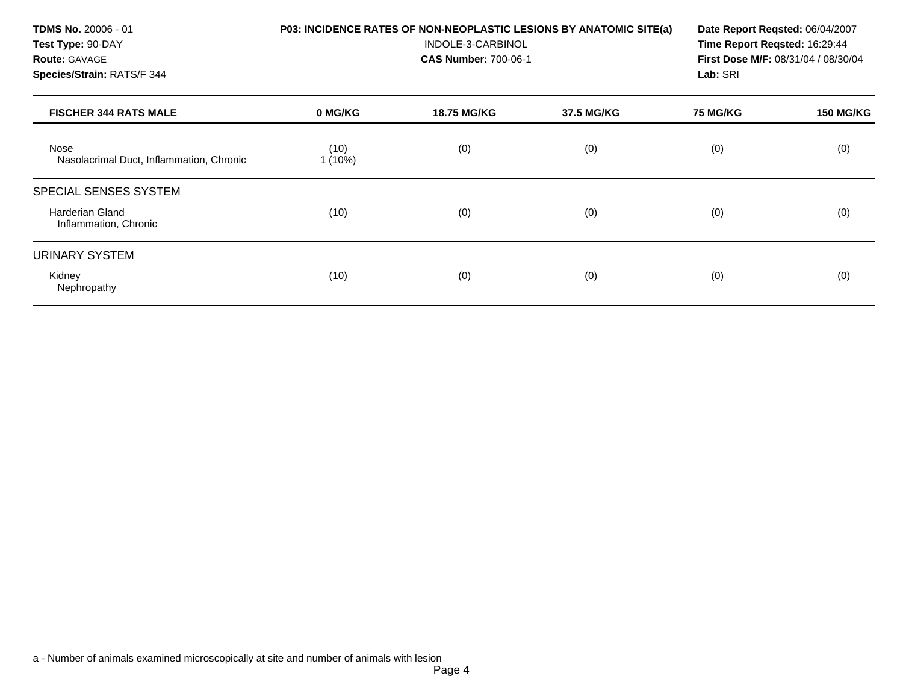**TDMS No.** 20006 - 01
**Test Type:** 90-DAY
**Route:** GAVAGE
**Species/Strain:** RATS/F 344

**P03: INCIDENCE RATES OF NON-NEOPLASTIC LESIONS BY ANATOMIC SITE(a)**
INDOLE-3-CARBINOL
**CAS Number:** 700-06-1

**Date Report Reqsted:** 06/04/2007
**Time Report Reqsted:** 16:29:44
**First Dose M/F:** 08/31/04 / 08/30/04
**Lab:** SRI

| FISCHER 344 RATS MALE | 0 MG/KG | 18.75 MG/KG | 37.5 MG/KG | 75 MG/KG | 150 MG/KG |
|---|---|---|---|---|---|
| Nose | (10) | (0) | (0) | (0) | (0) |
| Nasolacrimal Duct, Inflammation, Chronic | 1 (10%) | | | | |
| **SPECIAL SENSES SYSTEM** | | | | | |
| Harderian Gland | (10) | (0) | (0) | (0) | (0) |
| Inflammation, Chronic | | | | | |
| **URINARY SYSTEM** | | | | | |
| Kidney | (10) | (0) | (0) | (0) | (0) |
| Nephropathy | | | | | |

a - Number of animals examined microscopically at site and number of animals with lesion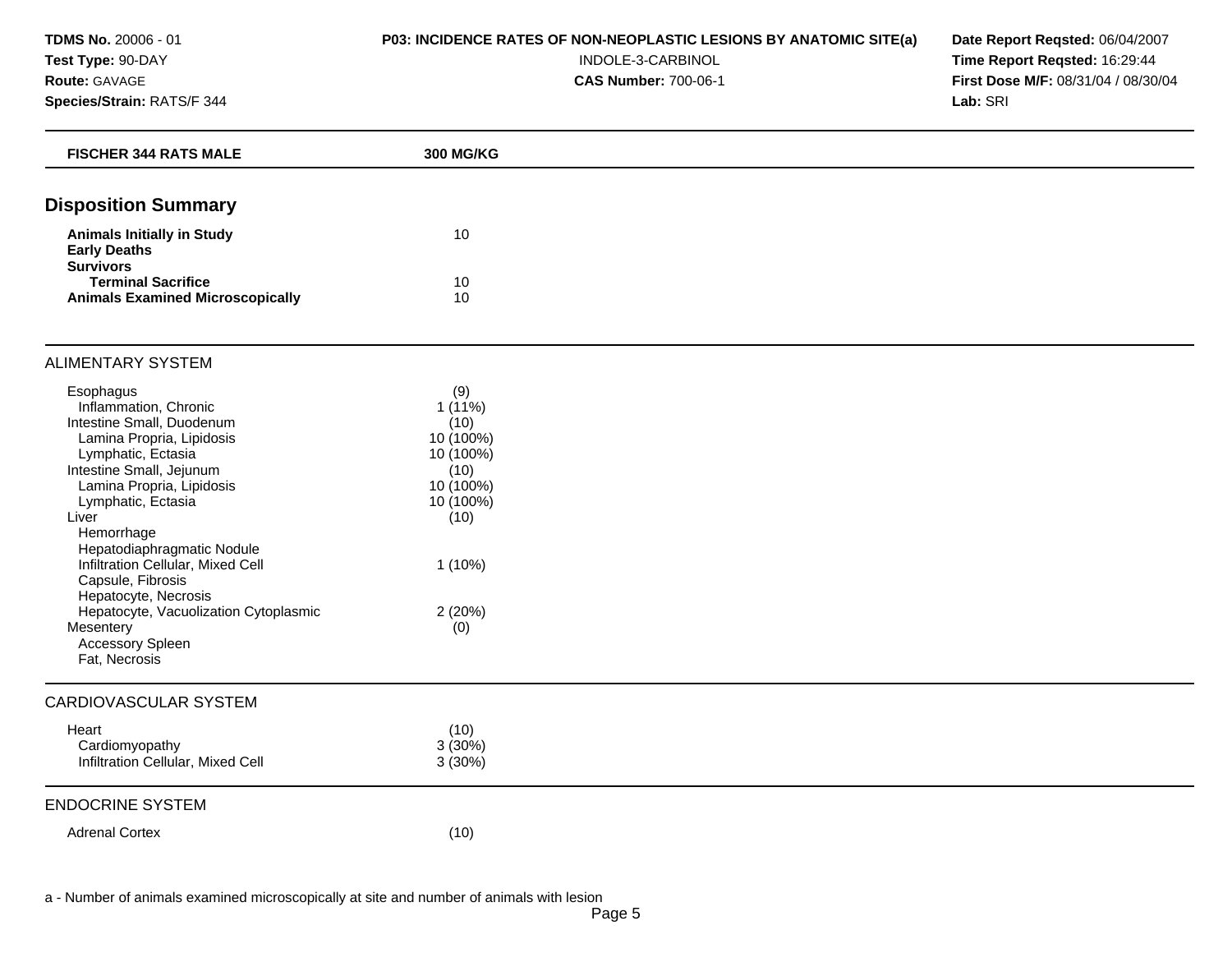**TDMS No.** 20006 - 01
**Test Type:** 90-DAY
**Route:** GAVAGE
**Species/Strain:** RATS/F 344

**P03: INCIDENCE RATES OF NON-NEOPLASTIC LESIONS BY ANATOMIC SITE(a)**
INDOLE-3-CARBINOL
**CAS Number:** 700-06-1

**Date Report Reqsted:** 06/04/2007
**Time Report Reqsted:** 16:29:44
**First Dose M/F:** 08/31/04 / 08/30/04
**Lab:** SRI

| FISCHER 344 RATS MALE | 300 MG/KG |
|---|---|

## Disposition Summary

| | |
|---|---|
| **Animals Initially in Study** | 10 |
| **Early Deaths** | |
| **Survivors** | |
| **Terminal Sacrifice** | 10 |
| **Animals Examined Microscopically** | 10 |

### ALIMENTARY SYSTEM

| | |
|---|---|
| Esophagus | (9) |
| Inflammation, Chronic | 1 (11%) |
| Intestine Small, Duodenum | (10) |
| Lamina Propria, Lipidosis | 10 (100%) |
| Lymphatic, Ectasia | 10 (100%) |
| Intestine Small, Jejunum | (10) |
| Lamina Propria, Lipidosis | 10 (100%) |
| Lymphatic, Ectasia | 10 (100%) |
| Liver | (10) |
| Hemorrhage | |
| Hepatodiaphragmatic Nodule | |
| Infiltration Cellular, Mixed Cell | 1 (10%) |
| Capsule, Fibrosis | |
| Hepatocyte, Necrosis | |
| Hepatocyte, Vacuolization Cytoplasmic | 2 (20%) |
| Mesentery | (0) |
| Accessory Spleen | |
| Fat, Necrosis | |

### CARDIOVASCULAR SYSTEM

| | |
|---|---|
| Heart | (10) |
| Cardiomyopathy | 3 (30%) |
| Infiltration Cellular, Mixed Cell | 3 (30%) |

### ENDOCRINE SYSTEM

| | |
|---|---|
| Adrenal Cortex | (10) |

a - Number of animals examined microscopically at site and number of animals with lesion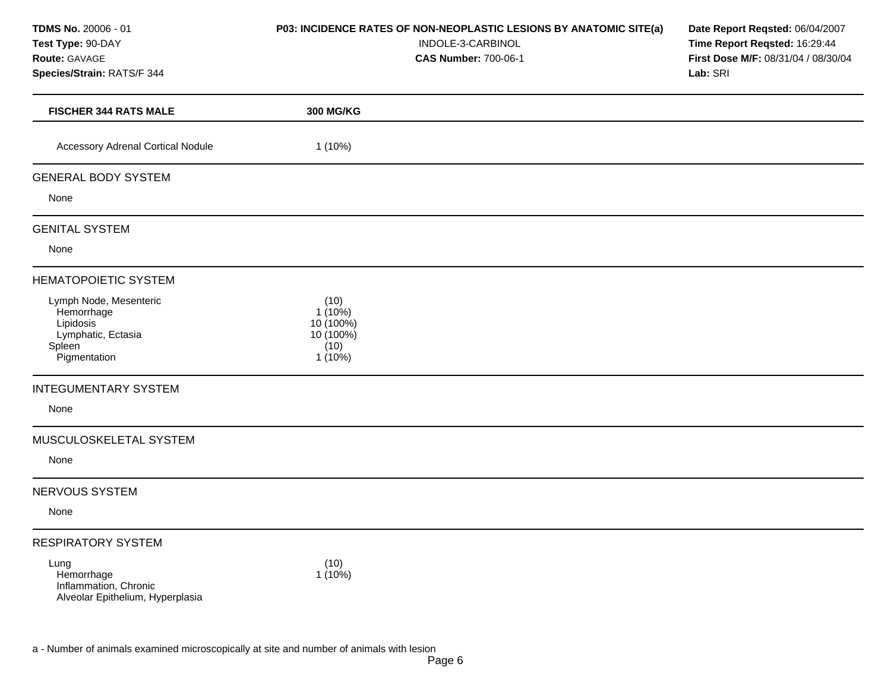**TDMS No.** 20006 - 01
**Test Type:** 90-DAY
**Route:** GAVAGE
**Species/Strain:** RATS/F 344

**P03: INCIDENCE RATES OF NON-NEOPLASTIC LESIONS BY ANATOMIC SITE(a)**
INDOLE-3-CARBINOL
**CAS Number:** 700-06-1

**Date Report Reqsted:** 06/04/2007
**Time Report Reqsted:** 16:29:44
**First Dose M/F:** 08/31/04 / 08/30/04
**Lab:** SRI

| FISCHER 344 RATS MALE | 300 MG/KG |
|---|---|
| Accessory Adrenal Cortical Nodule | 1 (10%) |
| **GENERAL BODY SYSTEM** | |
| None | |
| **GENITAL SYSTEM** | |
| None | |
| **HEMATOPOIETIC SYSTEM** | |
| Lymph Node, Mesenteric | (10) |
| Hemorrhage | 1 (10%) |
| Lipidosis | 10 (100%) |
| Lymphatic, Ectasia | 10 (100%) |
| Spleen | (10) |
| Pigmentation | 1 (10%) |
| **INTEGUMENTARY SYSTEM** | |
| None | |
| **MUSCULOSKELETAL SYSTEM** | |
| None | |
| **NERVOUS SYSTEM** | |
| None | |
| **RESPIRATORY SYSTEM** | |
| Lung | (10) |
| Hemorrhage | 1 (10%) |
| Inflammation, Chronic | |
| Alveolar Epithelium, Hyperplasia | |

a - Number of animals examined microscopically at site and number of animals with lesion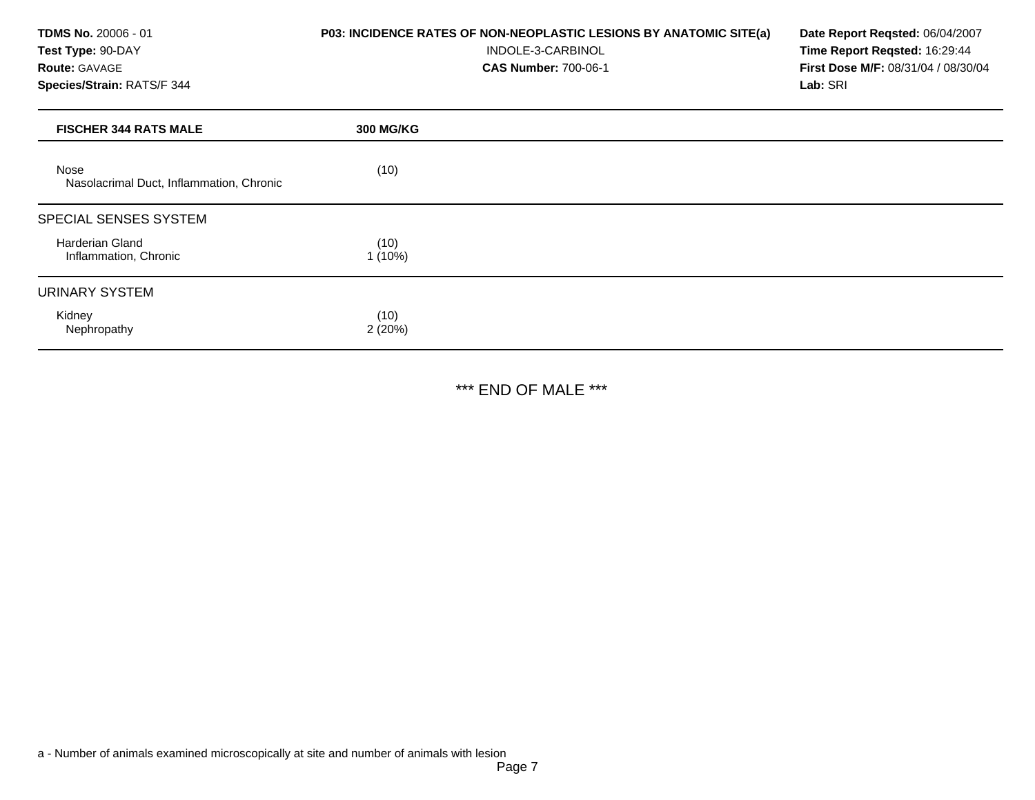**TDMS No.** 20006 - 01
**Test Type:** 90-DAY
**Route:** GAVAGE
**Species/Strain:** RATS/F 344

**P03: INCIDENCE RATES OF NON-NEOPLASTIC LESIONS BY ANATOMIC SITE(a)**
INDOLE-3-CARBINOL
**CAS Number:** 700-06-1

**Date Report Reqsted:** 06/04/2007
**Time Report Reqsted:** 16:29:44
**First Dose M/F:** 08/31/04 / 08/30/04
**Lab:** SRI

| FISCHER 344 RATS MALE | 300 MG/KG |
|---|---|
| Nose | (10) |
| Nasolacrimal Duct, Inflammation, Chronic | |
| **SPECIAL SENSES SYSTEM** | |
| Harderian Gland | (10) |
| Inflammation, Chronic | 1 (10%) |
| **URINARY SYSTEM** | |
| Kidney | (10) |
| Nephropathy | 2 (20%) |

*** END OF MALE ***

a - Number of animals examined microscopically at site and number of animals with lesion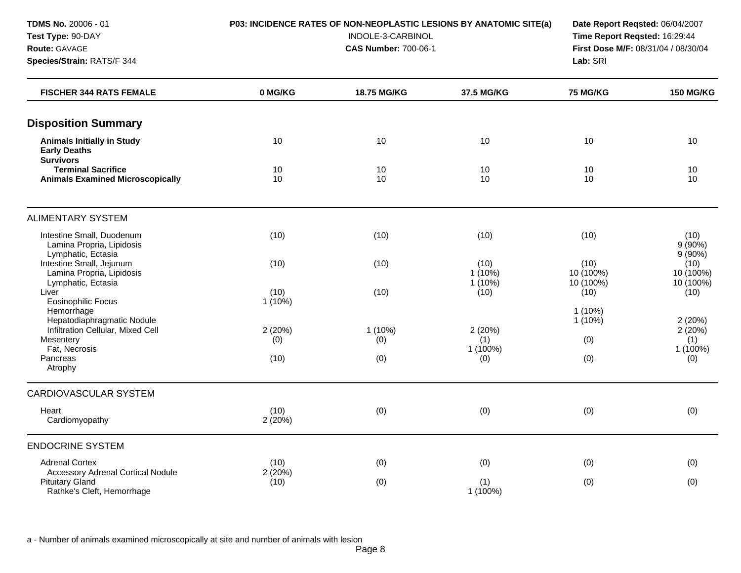**TDMS No.** 20006 - 01
**Test Type:** 90-DAY
**Route:** GAVAGE
**Species/Strain:** RATS/F 344

**P03: INCIDENCE RATES OF NON-NEOPLASTIC LESIONS BY ANATOMIC SITE(a)**
INDOLE-3-CARBINOL
**CAS Number:** 700-06-1

**Date Report Reqsted:** 06/04/2007
**Time Report Reqsted:** 16:29:44
**First Dose M/F:** 08/31/04 / 08/30/04
**Lab:** SRI

| FISCHER 344 RATS FEMALE | 0 MG/KG | 18.75 MG/KG | 37.5 MG/KG | 75 MG/KG | 150 MG/KG |
|---|---|---|---|---|---|
| **Disposition Summary** | | | | | |
| **Animals Initially in Study** | 10 | 10 | 10 | 10 | 10 |
| **Early Deaths** | | | | | |
| **Survivors** | | | | | |
| **Terminal Sacrifice** | 10 | 10 | 10 | 10 | 10 |
| **Animals Examined Microscopically** | 10 | 10 | 10 | 10 | 10 |
| ALIMENTARY SYSTEM | | | | | |
| Intestine Small, Duodenum | (10) | (10) | (10) | (10) | (10) |
| Lamina Propria, Lipidosis | | | | | 9 (90%) |
| Lymphatic, Ectasia | | | | | 9 (90%) |
| Intestine Small, Jejunum | (10) | (10) | (10) | (10) | (10) |
| Lamina Propria, Lipidosis | | | 1 (10%) | 10 (100%) | 10 (100%) |
| Lymphatic, Ectasia | | | 1 (10%) | 10 (100%) | 10 (100%) |
| Liver | (10) | (10) | (10) | (10) | (10) |
| Eosinophilic Focus | 1 (10%) | | | | |
| Hemorrhage | | | | 1 (10%) | |
| Hepatodiaphragmatic Nodule | | | | 1 (10%) | 2 (20%) |
| Infiltration Cellular, Mixed Cell | 2 (20%) | 1 (10%) | 2 (20%) | | 2 (20%) |
| Mesentery | (0) | (0) | (1) | (0) | (1) |
| Fat, Necrosis | | | 1 (100%) | | 1 (100%) |
| Pancreas | (10) | (0) | (0) | (0) | (0) |
| Atrophy | | | | | |
| CARDIOVASCULAR SYSTEM | | | | | |
| Heart | (10) | (0) | (0) | (0) | (0) |
| Cardiomyopathy | 2 (20%) | | | | |
| ENDOCRINE SYSTEM | | | | | |
| Adrenal Cortex | (10) | (0) | (0) | (0) | (0) |
| Accessory Adrenal Cortical Nodule | 2 (20%) | | | | |
| Pituitary Gland | (10) | (0) | (1) | (0) | (0) |
| Rathke's Cleft, Hemorrhage | | | 1 (100%) | | |

a - Number of animals examined microscopically at site and number of animals with lesion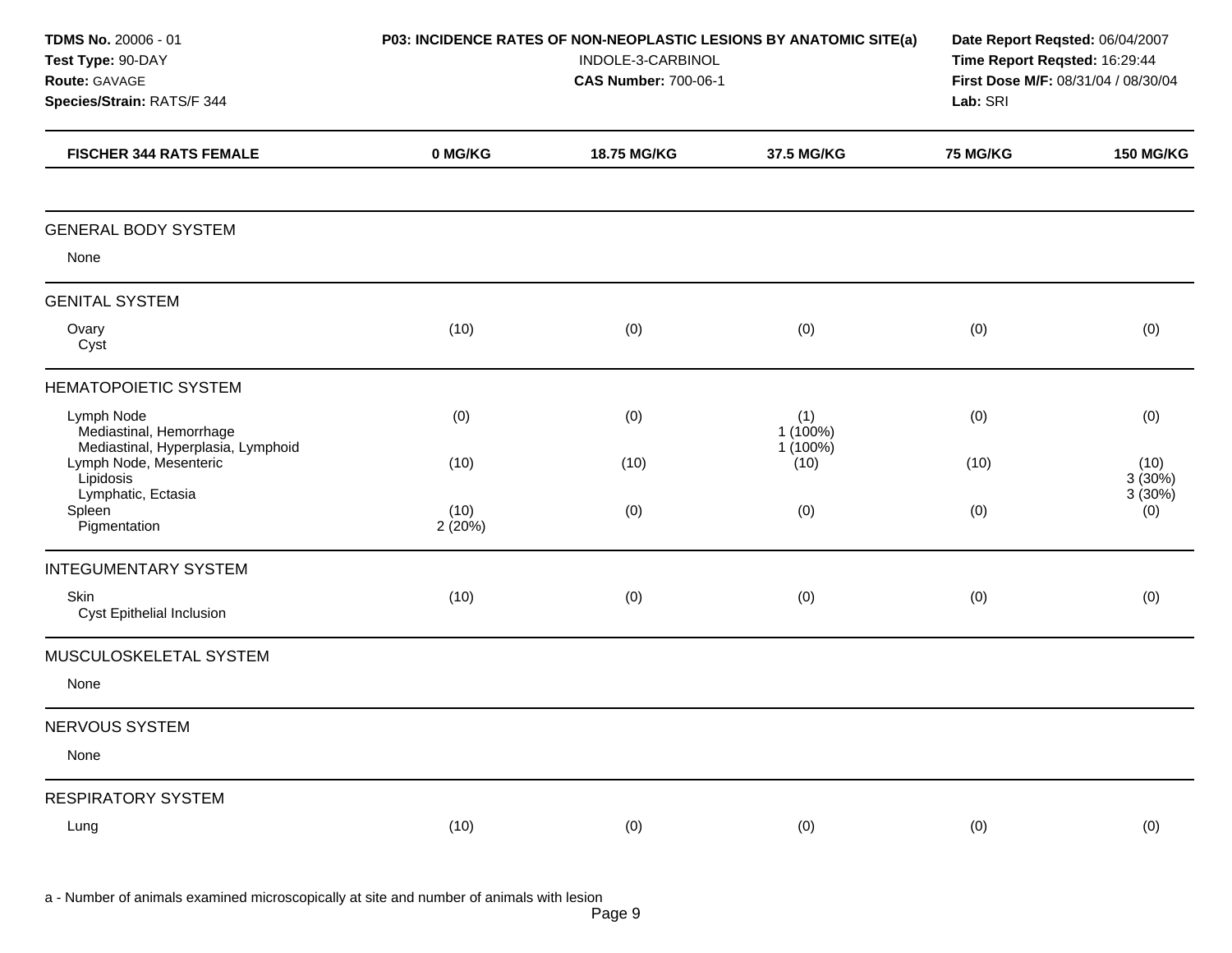**TDMS No.** 20006 - 01
**Test Type:** 90-DAY
**Route:** GAVAGE
**Species/Strain:** RATS/F 344

**P03: INCIDENCE RATES OF NON-NEOPLASTIC LESIONS BY ANATOMIC SITE(a)**
INDOLE-3-CARBINOL
**CAS Number:** 700-06-1

**Date Report Reqsted:** 06/04/2007
**Time Report Reqsted:** 16:29:44
**First Dose M/F:** 08/31/04 / 08/30/04
**Lab:** SRI

| FISCHER 344 RATS FEMALE | 0 MG/KG | 18.75 MG/KG | 37.5 MG/KG | 75 MG/KG | 150 MG/KG |
|---|---|---|---|---|---|
| **GENERAL BODY SYSTEM** | | | | | |
| None | | | | | |
| **GENITAL SYSTEM** | | | | | |
| Ovary | (10) | (0) | (0) | (0) | (0) |
| Cyst | | | | | |
| **HEMATOPOIETIC SYSTEM** | | | | | |
| Lymph Node | (0) | (0) | (1) | (0) | (0) |
| Mediastinal, Hemorrhage | | | 1 (100%) | | |
| Mediastinal, Hyperplasia, Lymphoid | | | 1 (100%) | | |
| Lymph Node, Mesenteric | (10) | (10) | (10) | (10) | (10) |
| Lipidosis | | | | | 3 (30%) |
| Lymphatic, Ectasia | | | | | 3 (30%) |
| Spleen | (10) | (0) | (0) | (0) | (0) |
| Pigmentation | 2 (20%) | | | | |
| **INTEGUMENTARY SYSTEM** | | | | | |
| Skin | (10) | (0) | (0) | (0) | (0) |
| Cyst Epithelial Inclusion | | | | | |
| **MUSCULOSKELETAL SYSTEM** | | | | | |
| None | | | | | |
| **NERVOUS SYSTEM** | | | | | |
| None | | | | | |
| **RESPIRATORY SYSTEM** | | | | | |
| Lung | (10) | (0) | (0) | (0) | (0) |

a - Number of animals examined microscopically at site and number of animals with lesion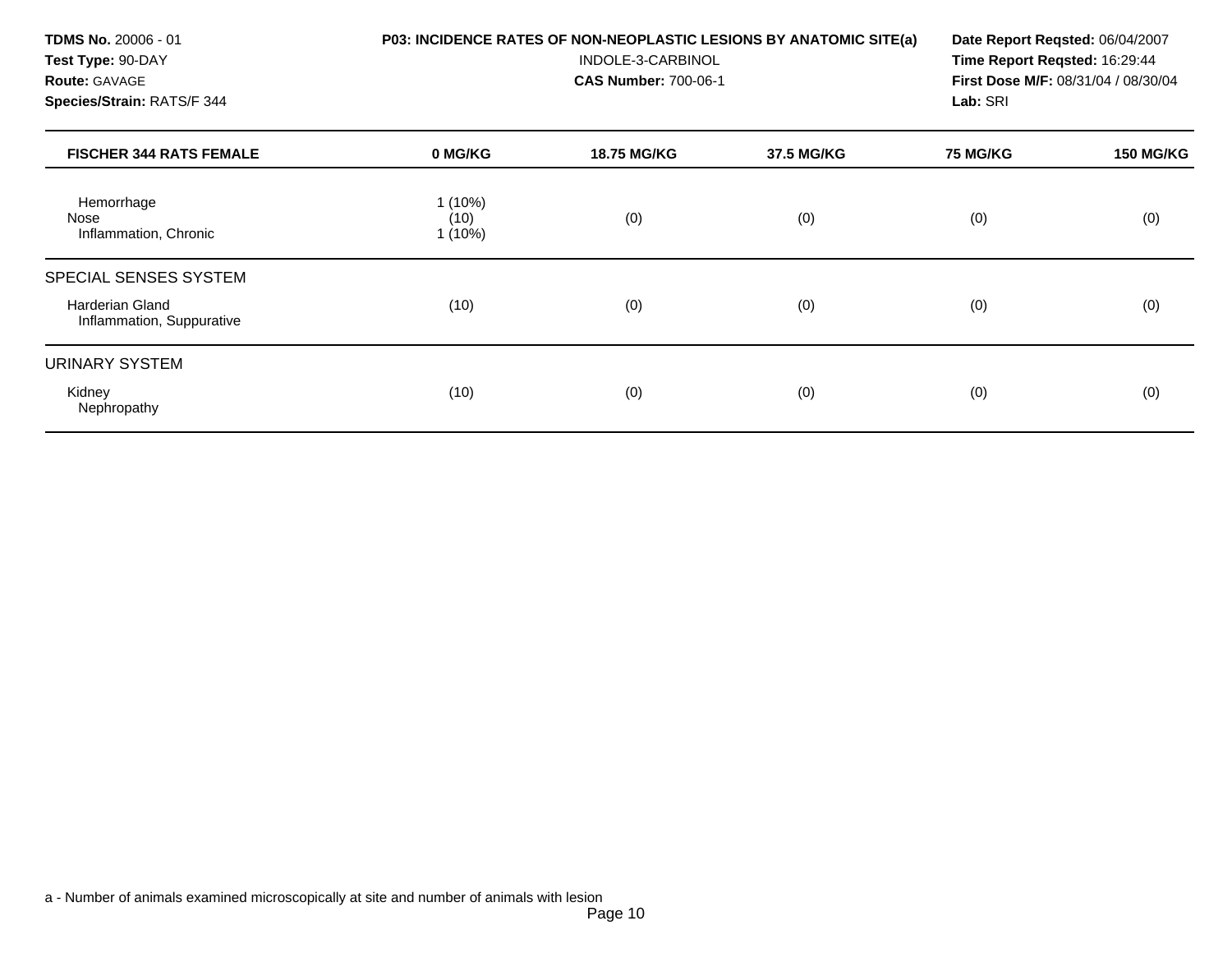| FISCHER 344 RATS FEMALE | 0 MG/KG | 18.75 MG/KG | 37.5 MG/KG | 75 MG/KG | 150 MG/KG |
|---|---|---|---|---|---|
| Hemorrhage | 1 (10%) | | | | |
| Nose | (10) | (0) | (0) | (0) | (0) |
| Inflammation, Chronic | 1 (10%) | | | | |
| **SPECIAL SENSES SYSTEM** | | | | | |
| Harderian Gland | (10) | (0) | (0) | (0) | (0) |
| Inflammation, Suppurative | | | | | |
| **URINARY SYSTEM** | | | | | |
| Kidney | (10) | (0) | (0) | (0) | (0) |
| Nephropathy | | | | | |

a - Number of animals examined microscopically at site and number of animals with lesion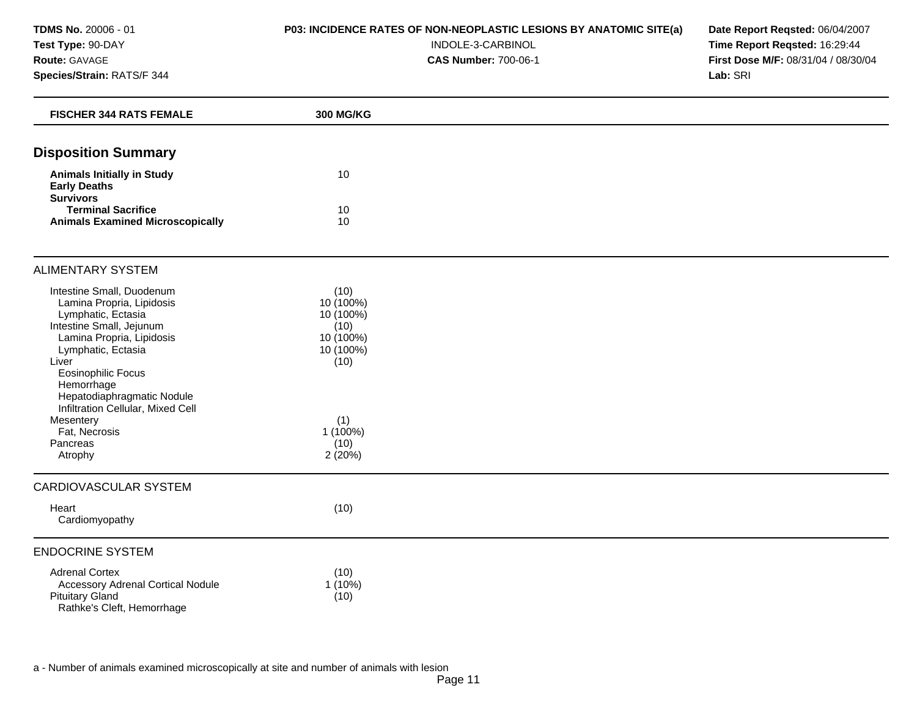**TDMS No.** 20006 - 01
**Test Type:** 90-DAY
**Route:** GAVAGE
**Species/Strain:** RATS/F 344

**P03: INCIDENCE RATES OF NON-NEOPLASTIC LESIONS BY ANATOMIC SITE(a)**
INDOLE-3-CARBINOL
**CAS Number:** 700-06-1

**Date Report Reqsted:** 06/04/2007
**Time Report Reqsted:** 16:29:44
**First Dose M/F:** 08/31/04 / 08/30/04
**Lab:** SRI

| **FISCHER 344 RATS FEMALE** | **300 MG/KG** |
|---|---|
| **Disposition Summary** | |
| **Animals Initially in Study** | 10 |
| **Early Deaths** | |
| **Survivors** | |
| **Terminal Sacrifice** | 10 |
| **Animals Examined Microscopically** | 10 |
| ALIMENTARY SYSTEM | |
| Intestine Small, Duodenum | (10) |
| Lamina Propria, Lipidosis | 10 (100%) |
| Lymphatic, Ectasia | 10 (100%) |
| Intestine Small, Jejunum | (10) |
| Lamina Propria, Lipidosis | 10 (100%) |
| Lymphatic, Ectasia | 10 (100%) |
| Liver | (10) |
| Eosinophilic Focus | |
| Hemorrhage | |
| Hepatodiaphragmatic Nodule | |
| Infiltration Cellular, Mixed Cell | |
| Mesentery | (1) |
| Fat, Necrosis | 1 (100%) |
| Pancreas | (10) |
| Atrophy | 2 (20%) |
| CARDIOVASCULAR SYSTEM | |
| Heart | (10) |
| Cardiomyopathy | |
| ENDOCRINE SYSTEM | |
| Adrenal Cortex | (10) |
| Accessory Adrenal Cortical Nodule | 1 (10%) |
| Pituitary Gland | (10) |
| Rathke's Cleft, Hemorrhage | |

a - Number of animals examined microscopically at site and number of animals with lesion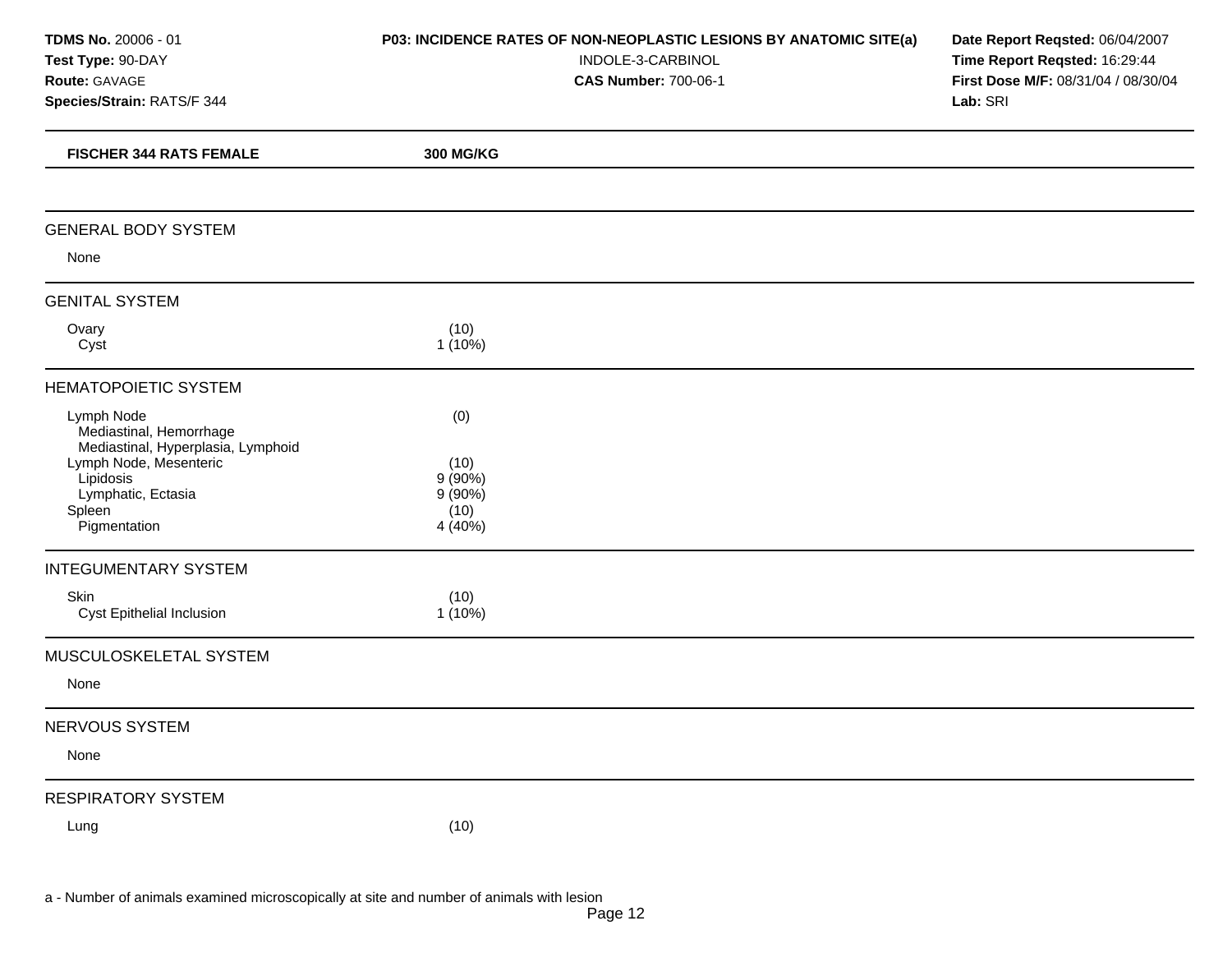**TDMS No.** 20006 - 01
**Test Type:** 90-DAY
**Route:** GAVAGE
**Species/Strain:** RATS/F 344

**P03: INCIDENCE RATES OF NON-NEOPLASTIC LESIONS BY ANATOMIC SITE(a)**
INDOLE-3-CARBINOL
**CAS Number:** 700-06-1

**Date Report Reqsted:** 06/04/2007
**Time Report Reqsted:** 16:29:44
**First Dose M/F:** 08/31/04 / 08/30/04
**Lab:** SRI

| FISCHER 344 RATS FEMALE | 300 MG/KG |
|---|---|
| **GENERAL BODY SYSTEM** | |
| None | |
| **GENITAL SYSTEM** | |
| Ovary | (10) |
| Cyst | 1 (10%) |
| **HEMATOPOIETIC SYSTEM** | |
| Lymph Node | (0) |
| Mediastinal, Hemorrhage | |
| Mediastinal, Hyperplasia, Lymphoid | |
| Lymph Node, Mesenteric | (10) |
| Lipidosis | 9 (90%) |
| Lymphatic, Ectasia | 9 (90%) |
| Spleen | (10) |
| Pigmentation | 4 (40%) |
| **INTEGUMENTARY SYSTEM** | |
| Skin | (10) |
| Cyst Epithelial Inclusion | 1 (10%) |
| **MUSCULOSKELETAL SYSTEM** | |
| None | |
| **NERVOUS SYSTEM** | |
| None | |
| **RESPIRATORY SYSTEM** | |
| Lung | (10) |

a - Number of animals examined microscopically at site and number of animals with lesion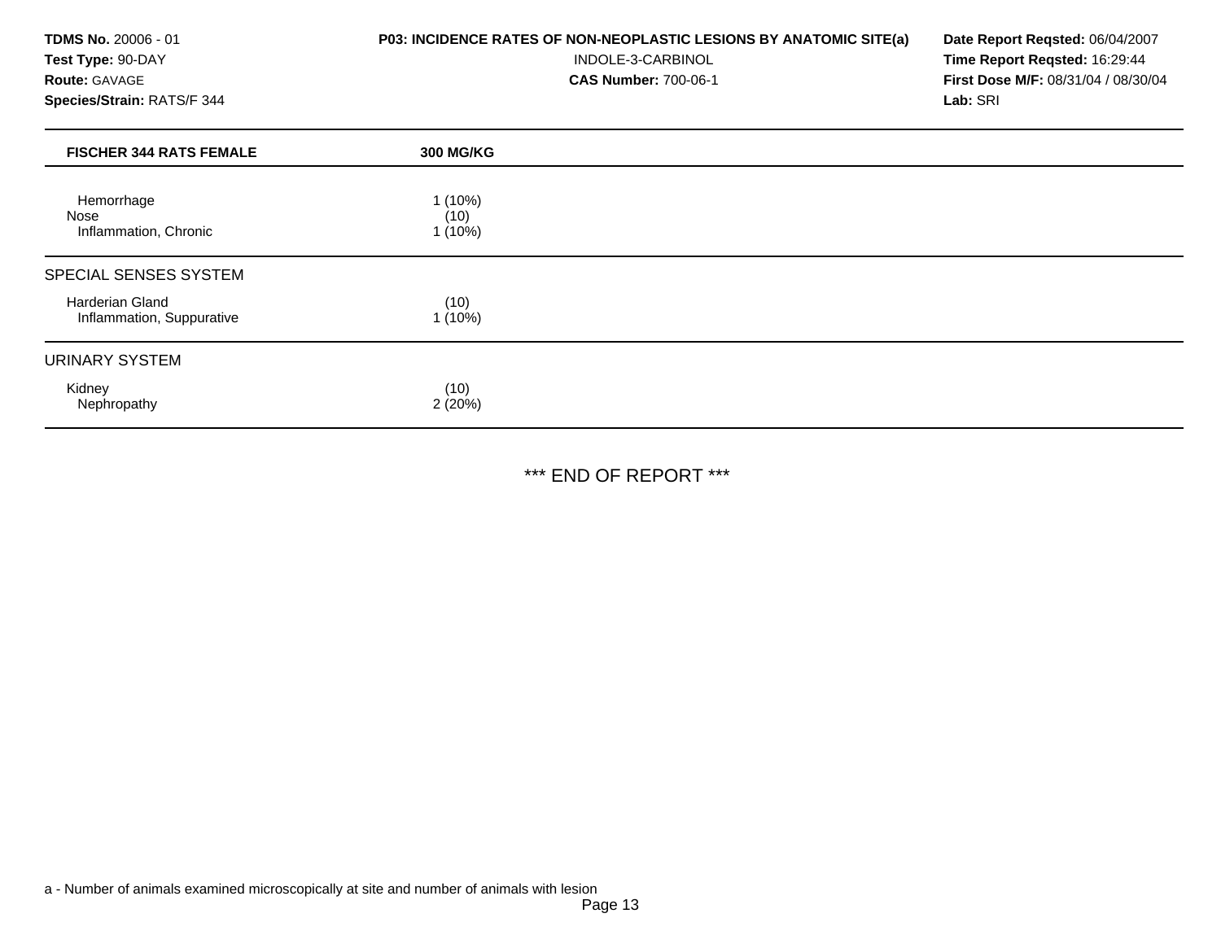**TDMS No.** 20006 - 01
**Test Type:** 90-DAY
**Route:** GAVAGE
**Species/Strain:** RATS/F 344

**P03: INCIDENCE RATES OF NON-NEOPLASTIC LESIONS BY ANATOMIC SITE(a)**
INDOLE-3-CARBINOL
**CAS Number:** 700-06-1

**Date Report Reqsted:** 06/04/2007
**Time Report Reqsted:** 16:29:44
**First Dose M/F:** 08/31/04 / 08/30/04
**Lab:** SRI

| FISCHER 344 RATS FEMALE | 300 MG/KG |
|---|---|
| Hemorrhage | 1 (10%) |
| Nose | (10) |
| Inflammation, Chronic | 1 (10%) |
| SPECIAL SENSES SYSTEM | |
| Harderian Gland | (10) |
| Inflammation, Suppurative | 1 (10%) |
| URINARY SYSTEM | |
| Kidney | (10) |
| Nephropathy | 2 (20%) |

*** END OF REPORT ***

a - Number of animals examined microscopically at site and number of animals with lesion